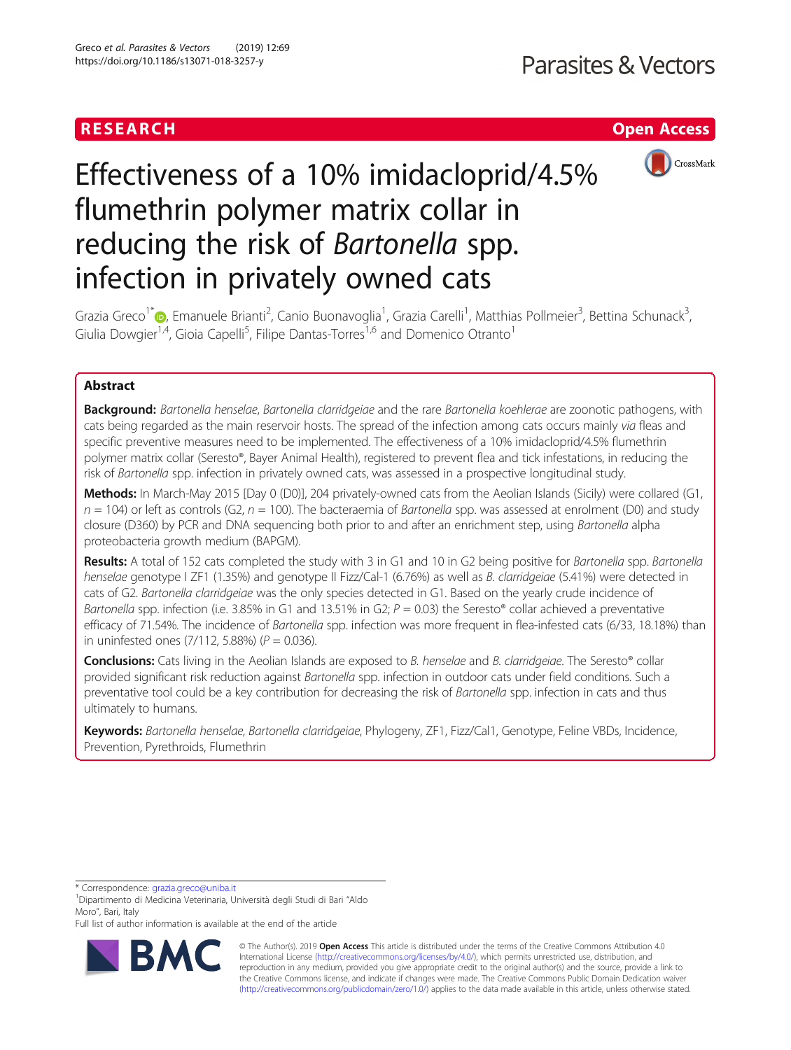# Effectiveness of a 10% imidacloprid/4.5% flumethrin polymer matrix collar in reducing the risk of *Bartonella* spp. infection in privately owned cats

RESEARCH — Open Access

Grazia Greco[1*], Emanuele Brianti[2], Canio Buonavoglia[1], Grazia Carelli[1], Matthias Pollmeier[3], Bettina Schunack[3], Giulia Dowgier[1,4], Gioia Capelli[5], Filipe Dantas-Torres[1,6] and Domenico Otranto[1]

## Abstract

**Background:** *Bartonella henselae*, *Bartonella clarridgeiae* and the rare *Bartonella koehlerae* are zoonotic pathogens, with cats being regarded as the main reservoir hosts. The spread of the infection among cats occurs mainly *via* fleas and specific preventive measures need to be implemented. The effectiveness of a 10% imidacloprid/4.5% flumethrin polymer matrix collar (Seresto®, Bayer Animal Health), registered to prevent flea and tick infestations, in reducing the risk of *Bartonella* spp. infection in privately owned cats, was assessed in a prospective longitudinal study.

**Methods:** In March-May 2015 [Day 0 (D0)], 204 privately-owned cats from the Aeolian Islands (Sicily) were collared (G1, $n = 104$) or left as controls (G2, $n = 100$). The bacteraemia of *Bartonella* spp. was assessed at enrolment (D0) and study closure (D360) by PCR and DNA sequencing both prior to and after an enrichment step, using *Bartonella* alpha proteobacteria growth medium (BAPGM).

**Results:** A total of 152 cats completed the study with 3 in G1 and 10 in G2 being positive for *Bartonella* spp. *Bartonella henselae* genotype I ZF1 (1.35%) and genotype II Fizz/Cal-1 (6.76%) as well as *B. clarridgeiae* (5.41%) were detected in cats of G2. *Bartonella clarridgeiae* was the only species detected in G1. Based on the yearly crude incidence of *Bartonella* spp. infection (i.e. 3.85% in G1 and 13.51% in G2; $P = 0.03$) the Seresto® collar achieved a preventative efficacy of 71.54%. The incidence of *Bartonella* spp. infection was more frequent in flea-infested cats (6/33, 18.18%) than in uninfested ones (7/112, 5.88%) ($P = 0.036$).

**Conclusions:** Cats living in the Aeolian Islands are exposed to *B. henselae* and *B. clarridgeiae*. The Seresto® collar provided significant risk reduction against *Bartonella* spp. infection in outdoor cats under field conditions. Such a preventative tool could be a key contribution for decreasing the risk of *Bartonella* spp. infection in cats and thus ultimately to humans.

**Keywords:** *Bartonella henselae*, *Bartonella clarridgeiae*, Phylogeny, ZF1, Fizz/Cal1, Genotype, Feline VBDs, Incidence, Prevention, Pyrethroids, Flumethrin

---

\* Correspondence: grazia.greco@uniba.it
[1]Dipartimento di Medicina Veterinaria, Università degli Studi di Bari "Aldo Moro", Bari, Italy
Full list of author information is available at the end of the article

© The Author(s). 2019 **Open Access** This article is distributed under the terms of the Creative Commons Attribution 4.0 International License (http://creativecommons.org/licenses/by/4.0/), which permits unrestricted use, distribution, and reproduction in any medium, provided you give appropriate credit to the original author(s) and the source, provide a link to the Creative Commons license, and indicate if changes were made. The Creative Commons Public Domain Dedication waiver (http://creativecommons.org/publicdomain/zero/1.0/) applies to the data made available in this article, unless otherwise stated.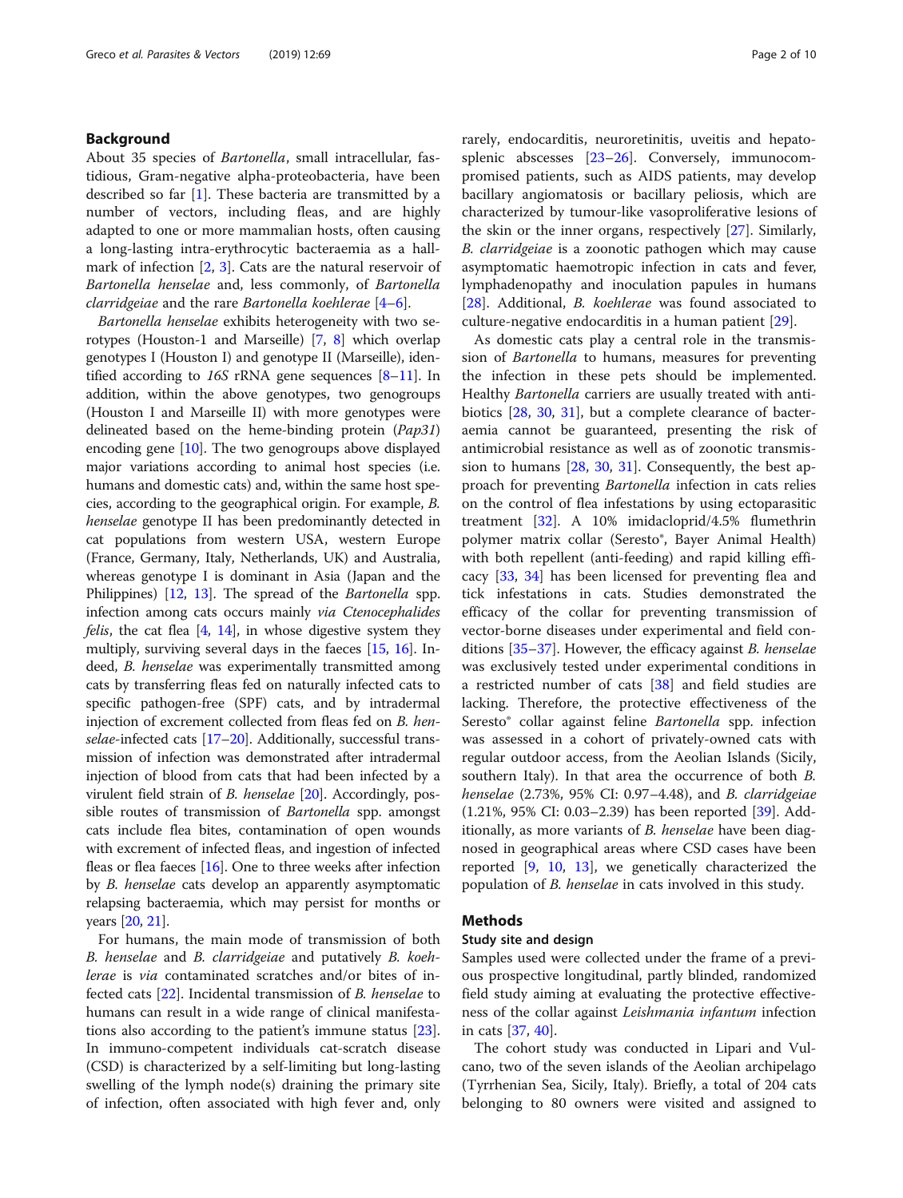## Background

About 35 species of *Bartonella*, small intracellular, fastidious, Gram-negative alpha-proteobacteria, have been described so far [1]. These bacteria are transmitted by a number of vectors, including fleas, and are highly adapted to one or more mammalian hosts, often causing a long-lasting intra-erythrocytic bacteraemia as a hallmark of infection [2, 3]. Cats are the natural reservoir of *Bartonella henselae* and, less commonly, of *Bartonella clarridgeiae* and the rare *Bartonella koehlerae* [4–6].

*Bartonella henselae* exhibits heterogeneity with two serotypes (Houston-1 and Marseille) [7, 8] which overlap genotypes I (Houston I) and genotype II (Marseille), identified according to *16S* rRNA gene sequences [8–11]. In addition, within the above genotypes, two genogroups (Houston I and Marseille II) with more genotypes were delineated based on the heme-binding protein (*Pap31*) encoding gene [10]. The two genogroups above displayed major variations according to animal host species (i.e. humans and domestic cats) and, within the same host species, according to the geographical origin. For example, *B. henselae* genotype II has been predominantly detected in cat populations from western USA, western Europe (France, Germany, Italy, Netherlands, UK) and Australia, whereas genotype I is dominant in Asia (Japan and the Philippines) [12, 13]. The spread of the *Bartonella* spp. infection among cats occurs mainly *via Ctenocephalides felis*, the cat flea [4, 14], in whose digestive system they multiply, surviving several days in the faeces [15, 16]. Indeed, *B. henselae* was experimentally transmitted among cats by transferring fleas fed on naturally infected cats to specific pathogen-free (SPF) cats, and by intradermal injection of excrement collected from fleas fed on *B. henselae*-infected cats [17–20]. Additionally, successful transmission of infection was demonstrated after intradermal injection of blood from cats that had been infected by a virulent field strain of *B. henselae* [20]. Accordingly, possible routes of transmission of *Bartonella* spp. amongst cats include flea bites, contamination of open wounds with excrement of infected fleas, and ingestion of infected fleas or flea faeces [16]. One to three weeks after infection by *B. henselae* cats develop an apparently asymptomatic relapsing bacteraemia, which may persist for months or years [20, 21].

For humans, the main mode of transmission of both *B. henselae* and *B. clarridgeiae* and putatively *B. koehlerae* is *via* contaminated scratches and/or bites of infected cats [22]. Incidental transmission of *B. henselae* to humans can result in a wide range of clinical manifestations also according to the patient's immune status [23]. In immuno-competent individuals cat-scratch disease (CSD) is characterized by a self-limiting but long-lasting swelling of the lymph node(s) draining the primary site of infection, often associated with high fever and, only rarely, endocarditis, neuroretinitis, uveitis and hepatosplenic abscesses [23–26]. Conversely, immunocompromised patients, such as AIDS patients, may develop bacillary angiomatosis or bacillary peliosis, which are characterized by tumour-like vasoproliferative lesions of the skin or the inner organs, respectively [27]. Similarly, *B. clarridgeiae* is a zoonotic pathogen which may cause asymptomatic haemotropic infection in cats and fever, lymphadenopathy and inoculation papules in humans [28]. Additional, *B. koehlerae* was found associated to culture-negative endocarditis in a human patient [29].

As domestic cats play a central role in the transmission of *Bartonella* to humans, measures for preventing the infection in these pets should be implemented. Healthy *Bartonella* carriers are usually treated with antibiotics [28, 30, 31], but a complete clearance of bacteraemia cannot be guaranteed, presenting the risk of antimicrobial resistance as well as of zoonotic transmission to humans [28, 30, 31]. Consequently, the best approach for preventing *Bartonella* infection in cats relies on the control of flea infestations by using ectoparasitic treatment [32]. A 10% imidacloprid/4.5% flumethrin polymer matrix collar (Seresto®, Bayer Animal Health) with both repellent (anti-feeding) and rapid killing efficacy [33, 34] has been licensed for preventing flea and tick infestations in cats. Studies demonstrated the efficacy of the collar for preventing transmission of vector-borne diseases under experimental and field conditions [35–37]. However, the efficacy against *B. henselae* was exclusively tested under experimental conditions in a restricted number of cats [38] and field studies are lacking. Therefore, the protective effectiveness of the Seresto® collar against feline *Bartonella* spp. infection was assessed in a cohort of privately-owned cats with regular outdoor access, from the Aeolian Islands (Sicily, southern Italy). In that area the occurrence of both *B. henselae* (2.73%, 95% CI: 0.97–4.48), and *B. clarridgeiae* (1.21%, 95% CI: 0.03–2.39) has been reported [39]. Additionally, as more variants of *B. henselae* have been diagnosed in geographical areas where CSD cases have been reported [9, 10, 13], we genetically characterized the population of *B. henselae* in cats involved in this study.

## Methods

### Study site and design

Samples used were collected under the frame of a previous prospective longitudinal, partly blinded, randomized field study aiming at evaluating the protective effectiveness of the collar against *Leishmania infantum* infection in cats [37, 40].

The cohort study was conducted in Lipari and Vulcano, two of the seven islands of the Aeolian archipelago (Tyrrhenian Sea, Sicily, Italy). Briefly, a total of 204 cats belonging to 80 owners were visited and assigned to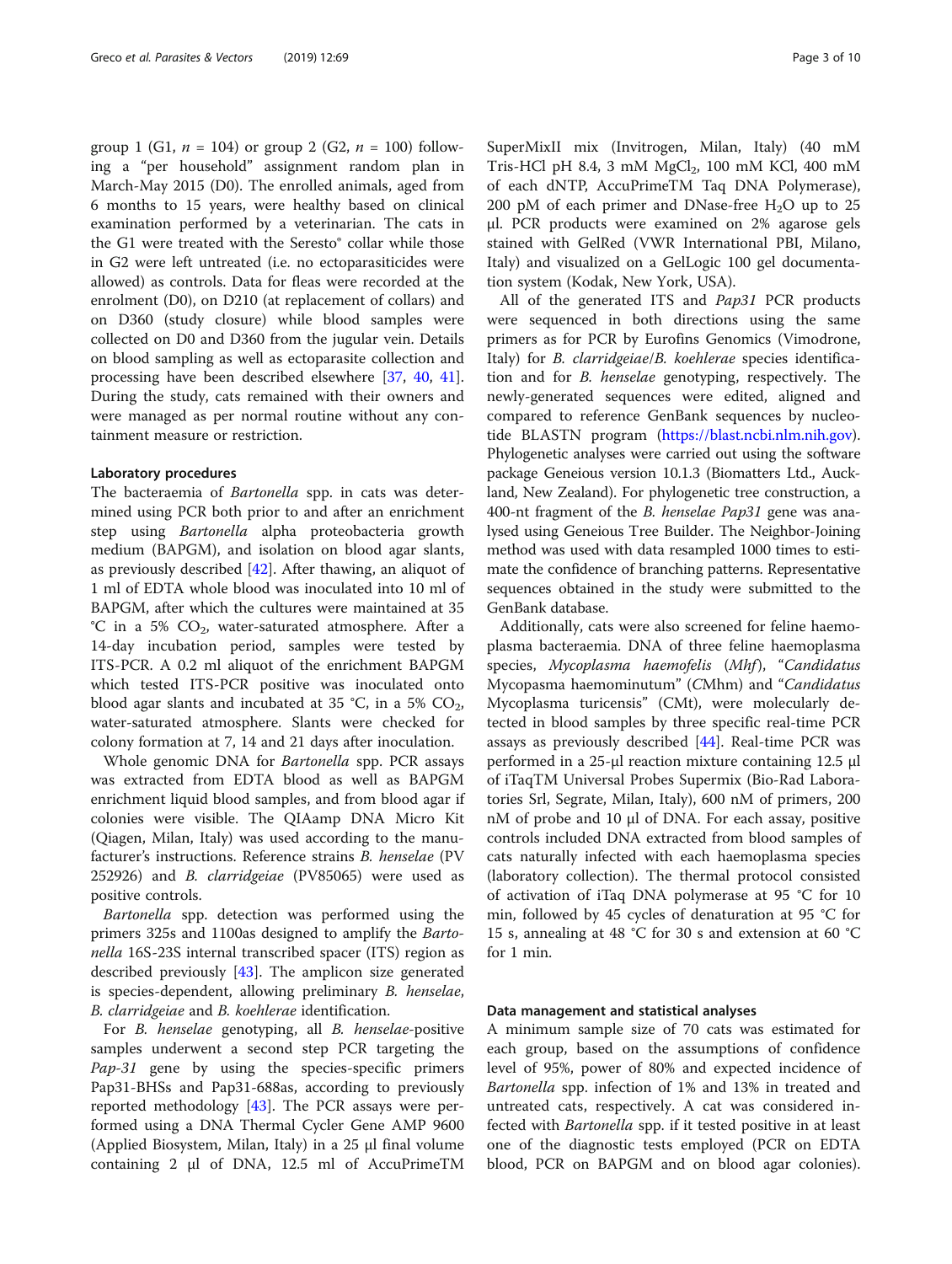group 1 (G1, $n = 104$) or group 2 (G2, $n = 100$) following a "per household" assignment random plan in March-May 2015 (D0). The enrolled animals, aged from 6 months to 15 years, were healthy based on clinical examination performed by a veterinarian. The cats in the G1 were treated with the Seresto® collar while those in G2 were left untreated (i.e. no ectoparasiticides were allowed) as controls. Data for fleas were recorded at the enrolment (D0), on D210 (at replacement of collars) and on D360 (study closure) while blood samples were collected on D0 and D360 from the jugular vein. Details on blood sampling as well as ectoparasite collection and processing have been described elsewhere [37, 40, 41]. During the study, cats remained with their owners and were managed as per normal routine without any containment measure or restriction.

### Laboratory procedures

The bacteraemia of *Bartonella* spp. in cats was determined using PCR both prior to and after an enrichment step using *Bartonella* alpha proteobacteria growth medium (BAPGM), and isolation on blood agar slants, as previously described [42]. After thawing, an aliquot of 1 ml of EDTA whole blood was inoculated into 10 ml of BAPGM, after which the cultures were maintained at 35 °C in a 5% $CO_2$, water-saturated atmosphere. After a 14-day incubation period, samples were tested by ITS-PCR. A 0.2 ml aliquot of the enrichment BAPGM which tested ITS-PCR positive was inoculated onto blood agar slants and incubated at 35 °C, in a 5% $CO_2$, water-saturated atmosphere. Slants were checked for colony formation at 7, 14 and 21 days after inoculation.

Whole genomic DNA for *Bartonella* spp. PCR assays was extracted from EDTA blood as well as BAPGM enrichment liquid blood samples, and from blood agar if colonies were visible. The QIAamp DNA Micro Kit (Qiagen, Milan, Italy) was used according to the manufacturer's instructions. Reference strains *B. henselae* (PV 252926) and *B. clarridgeiae* (PV85065) were used as positive controls.

*Bartonella* spp. detection was performed using the primers 325s and 1100as designed to amplify the *Bartonella* 16S-23S internal transcribed spacer (ITS) region as described previously [43]. The amplicon size generated is species-dependent, allowing preliminary *B. henselae*, *B. clarridgeiae* and *B. koehlerae* identification.

For *B. henselae* genotyping, all *B. henselae*-positive samples underwent a second step PCR targeting the *Pap-31* gene by using the species-specific primers Pap31-BHSs and Pap31-688as, according to previously reported methodology [43]. The PCR assays were performed using a DNA Thermal Cycler Gene AMP 9600 (Applied Biosystem, Milan, Italy) in a 25 µl final volume containing 2 µl of DNA, 12.5 ml of AccuPrimeTM SuperMixII mix (Invitrogen, Milan, Italy) (40 mM Tris-HCl pH 8.4, 3 mM $MgCl_2$, 100 mM KCl, 400 mM of each dNTP, AccuPrimeTM Taq DNA Polymerase), 200 pM of each primer and DNase-free $H_2O$ up to 25 µl. PCR products were examined on 2% agarose gels stained with GelRed (VWR International PBI, Milano, Italy) and visualized on a GelLogic 100 gel documentation system (Kodak, New York, USA).

All of the generated ITS and *Pap31* PCR products were sequenced in both directions using the same primers as for PCR by Eurofins Genomics (Vimodrone, Italy) for *B. clarridgeiae*/*B. koehlerae* species identification and for *B. henselae* genotyping, respectively. The newly-generated sequences were edited, aligned and compared to reference GenBank sequences by nucleotide BLASTN program (https://blast.ncbi.nlm.nih.gov). Phylogenetic analyses were carried out using the software package Geneious version 10.1.3 (Biomatters Ltd., Auckland, New Zealand). For phylogenetic tree construction, a 400-nt fragment of the *B. henselae Pap31* gene was analysed using Geneious Tree Builder. The Neighbor-Joining method was used with data resampled 1000 times to estimate the confidence of branching patterns. Representative sequences obtained in the study were submitted to the GenBank database.

Additionally, cats were also screened for feline haemoplasma bacteraemia. DNA of three feline haemoplasma species, *Mycoplasma haemofelis* (*Mhf*), "*Candidatus* Mycopasma haemominutum" (*C*Mhm) and "*Candidatus* Mycoplasma turicensis" (CMt), were molecularly detected in blood samples by three specific real-time PCR assays as previously described [44]. Real-time PCR was performed in a 25-µl reaction mixture containing 12.5 µl of iTaqTM Universal Probes Supermix (Bio-Rad Laboratories Srl, Segrate, Milan, Italy), 600 nM of primers, 200 nM of probe and 10 µl of DNA. For each assay, positive controls included DNA extracted from blood samples of cats naturally infected with each haemoplasma species (laboratory collection). The thermal protocol consisted of activation of iTaq DNA polymerase at 95 °C for 10 min, followed by 45 cycles of denaturation at 95 °C for 15 s, annealing at 48 °C for 30 s and extension at 60 °C for 1 min.

### Data management and statistical analyses

A minimum sample size of 70 cats was estimated for each group, based on the assumptions of confidence level of 95%, power of 80% and expected incidence of *Bartonella* spp. infection of 1% and 13% in treated and untreated cats, respectively. A cat was considered infected with *Bartonella* spp. if it tested positive in at least one of the diagnostic tests employed (PCR on EDTA blood, PCR on BAPGM and on blood agar colonies).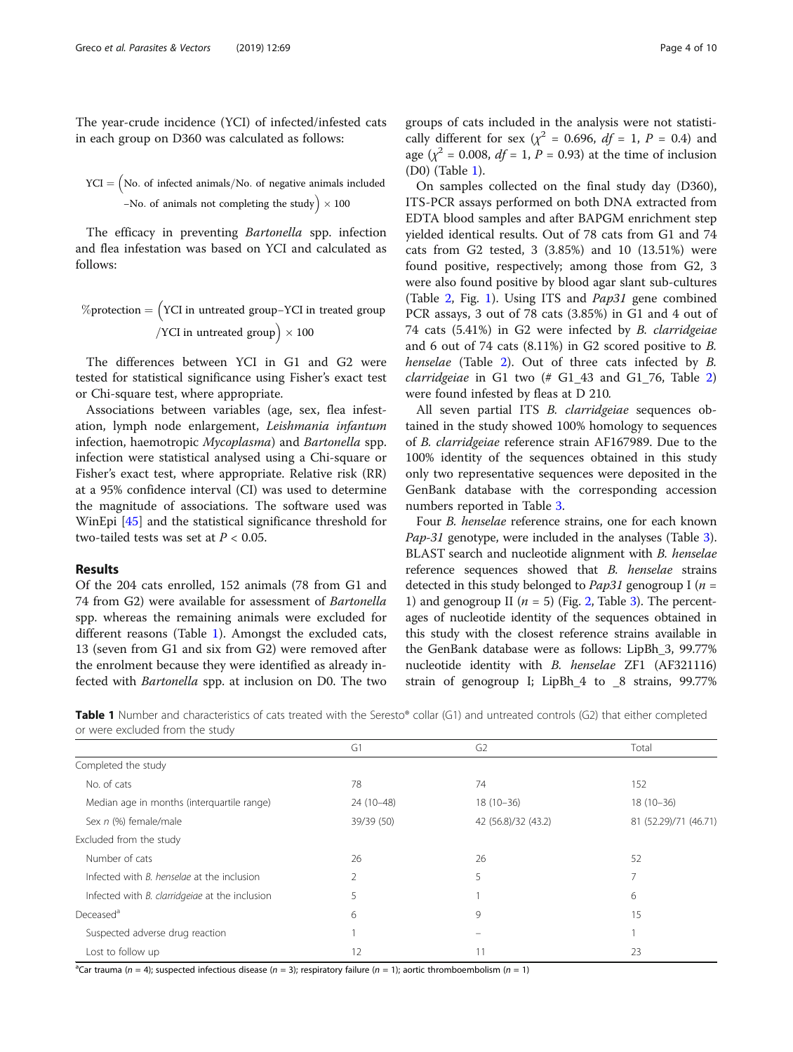The year-crude incidence (YCI) of infected/infested cats in each group on D360 was calculated as follows:

$$\text{YCI} = \left(\text{No. of infected animals/No. of negative animals included} - \text{No. of animals not completing the study}\right) \times 100$$

The efficacy in preventing *Bartonella* spp. infection and flea infestation was based on YCI and calculated as follows:

$$\%\text{protection} = \left(\text{YCI in untreated group} - \text{YCI in treated group} / \text{YCI in untreated group}\right) \times 100$$

The differences between YCI in G1 and G2 were tested for statistical significance using Fisher's exact test or Chi-square test, where appropriate.

Associations between variables (age, sex, flea infestation, lymph node enlargement, *Leishmania infantum* infection, haemotropic *Mycoplasma*) and *Bartonella* spp. infection were statistical analysed using a Chi-square or Fisher's exact test, where appropriate. Relative risk (RR) at a 95% confidence interval (CI) was used to determine the magnitude of associations. The software used was WinEpi [45] and the statistical significance threshold for two-tailed tests was set at $P < 0.05$.

## Results

Of the 204 cats enrolled, 152 animals (78 from G1 and 74 from G2) were available for assessment of *Bartonella* spp. whereas the remaining animals were excluded for different reasons (Table 1). Amongst the excluded cats, 13 (seven from G1 and six from G2) were removed after the enrolment because they were identified as already infected with *Bartonella* spp. at inclusion on D0. The two groups of cats included in the analysis were not statistically different for sex ($\chi^2 = 0.696$, $df = 1$, $P = 0.4$) and age ($\chi^2 = 0.008$, $df = 1$, $P = 0.93$) at the time of inclusion (D0) (Table 1).

On samples collected on the final study day (D360), ITS-PCR assays performed on both DNA extracted from EDTA blood samples and after BAPGM enrichment step yielded identical results. Out of 78 cats from G1 and 74 cats from G2 tested, 3 (3.85%) and 10 (13.51%) were found positive, respectively; among those from G2, 3 were also found positive by blood agar slant sub-cultures (Table 2, Fig. 1). Using ITS and *Pap31* gene combined PCR assays, 3 out of 78 cats (3.85%) in G1 and 4 out of 74 cats (5.41%) in G2 were infected by *B. clarridgeiae* and 6 out of 74 cats (8.11%) in G2 scored positive to *B. henselae* (Table 2). Out of three cats infected by *B. clarridgeiae* in G1 two (# G1_43 and G1_76, Table 2) were found infested by fleas at D 210.

All seven partial ITS *B. clarridgeiae* sequences obtained in the study showed 100% homology to sequences of *B. clarridgeiae* reference strain AF167989. Due to the 100% identity of the sequences obtained in this study only two representative sequences were deposited in the GenBank database with the corresponding accession numbers reported in Table 3.

Four *B. henselae* reference strains, one for each known *Pap-31* genotype, were included in the analyses (Table 3). BLAST search and nucleotide alignment with *B. henselae* reference sequences showed that *B. henselae* strains detected in this study belonged to *Pap31* genogroup I ($n = 1$) and genogroup II ($n = 5$) (Fig. 2, Table 3). The percentages of nucleotide identity of the sequences obtained in this study with the closest reference strains available in the GenBank database were as follows: LipBh_3, 99.77% nucleotide identity with *B. henselae* ZF1 (AF321116) strain of genogroup I; LipBh_4 to _8 strains, 99.77%

**Table 1** Number and characteristics of cats treated with the Seresto® collar (G1) and untreated controls (G2) that either completed or were excluded from the study

| | G1 | G2 | Total |
|---|---|---|---|
| Completed the study | | | |
| No. of cats | 78 | 74 | 152 |
| Median age in months (interquartile range) | 24 (10–48) | 18 (10–36) | 18 (10–36) |
| Sex *n* (%) female/male | 39/39 (50) | 42 (56.8)/32 (43.2) | 81 (52.29)/71 (46.71) |
| Excluded from the study | | | |
| Number of cats | 26 | 26 | 52 |
| Infected with *B. henselae* at the inclusion | 2 | 5 | 7 |
| Infected with *B. clarridgeiae* at the inclusion | 5 | 1 | 6 |
| Deceased[a] | 6 | 9 | 15 |
| Suspected adverse drug reaction | 1 | – | 1 |
| Lost to follow up | 12 | 11 | 23 |

[a]Car trauma ($n = 4$); suspected infectious disease ($n = 3$); respiratory failure ($n = 1$); aortic thromboembolism ($n = 1$)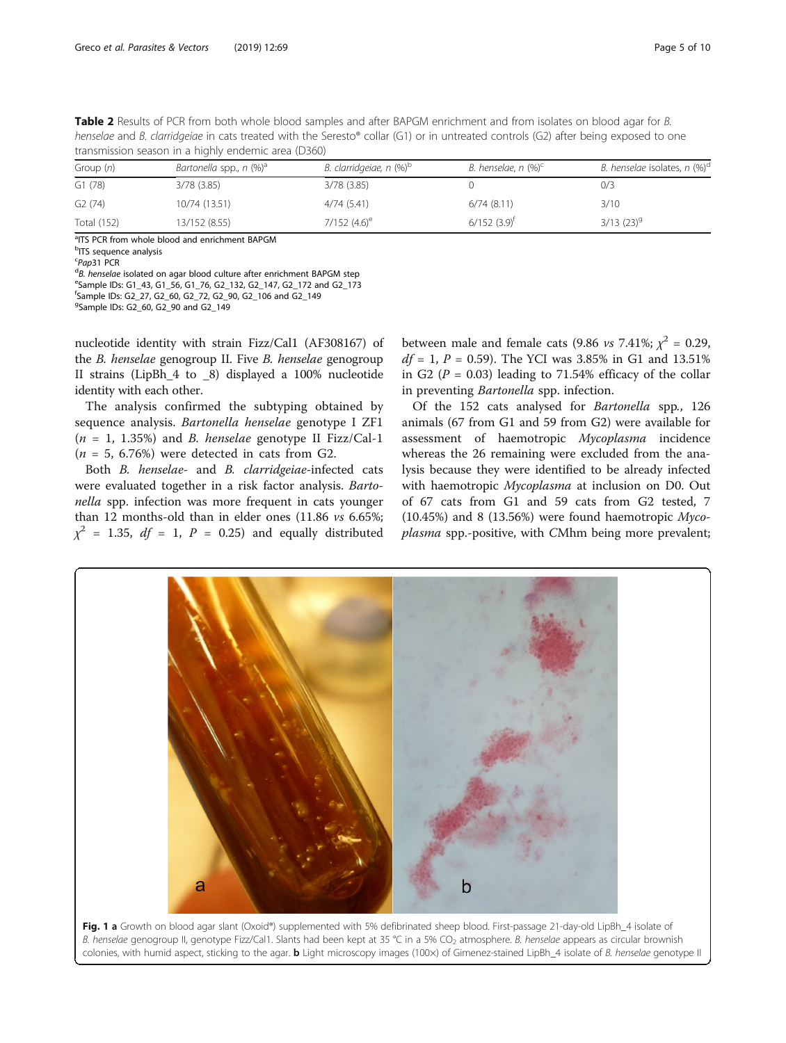**Table 2** Results of PCR from both whole blood samples and after BAPGM enrichment and from isolates on blood agar for *B. henselae* and *B. clarridgeiae* in cats treated with the Seresto® collar (G1) or in untreated controls (G2) after being exposed to one transmission season in a highly endemic area (D360)

| Group (*n*) | *Bartonella* spp., *n* (%)[a] | *B. clarridgeiae*, *n* (%)[b] | *B. henselae*, *n* (%)[c] | *B. henselae* isolates, *n* (%)[d] |
|---|---|---|---|---|
| G1 (78) | 3/78 (3.85) | 3/78 (3.85) | 0 | 0/3 |
| G2 (74) | 10/74 (13.51) | 4/74 (5.41) | 6/74 (8.11) | 3/10 |
| Total (152) | 13/152 (8.55) | 7/152 (4.6)[e] | 6/152 (3.9)[f] | 3/13 (23)[g] |

[a]ITS PCR from whole blood and enrichment BAPGM

[b]ITS sequence analysis

[c]*Pap*31 PCR

[d]*B. henselae* isolated on agar blood culture after enrichment BAPGM step

[e]Sample IDs: G1_43, G1_56, G1_76, G2_132, G2_147, G2_172 and G2_173

[f]Sample IDs: G2_27, G2_60, G2_72, G2_90, G2_106 and G2_149

[g]Sample IDs: G2_60, G2_90 and G2_149

nucleotide identity with strain Fizz/Cal1 (AF308167) of the *B. henselae* genogroup II. Five *B. henselae* genogroup II strains (LipBh_4 to _8) displayed a 100% nucleotide identity with each other.

The analysis confirmed the subtyping obtained by sequence analysis. *Bartonella henselae* genotype I ZF1 ($n$ = 1, 1.35%) and *B. henselae* genotype II Fizz/Cal-1 ($n$ = 5, 6.76%) were detected in cats from G2.

Both *B. henselae*- and *B. clarridgeiae*-infected cats were evaluated together in a risk factor analysis. *Bartonella* spp. infection was more frequent in cats younger than 12 months-old than in elder ones (11.86 *vs* 6.65%; $\chi^2$ = 1.35, $df$ = 1, $P$ = 0.25) and equally distributed between male and female cats (9.86 *vs* 7.41%; $\chi^2$ = 0.29, $df$ = 1, $P$ = 0.59). The YCI was 3.85% in G1 and 13.51% in G2 ($P$ = 0.03) leading to 71.54% efficacy of the collar in preventing *Bartonella* spp. infection.

Of the 152 cats analysed for *Bartonella* spp., 126 animals (67 from G1 and 59 from G2) were available for assessment of haemotropic *Mycoplasma* incidence whereas the 26 remaining were excluded from the analysis because they were identified to be already infected with haemotropic *Mycoplasma* at inclusion on D0. Out of 67 cats from G1 and 59 cats from G2 tested, 7 (10.45%) and 8 (13.56%) were found haemotropic *Mycoplasma* spp.-positive, with *C*Mhm being more prevalent;

**Fig. 1 a** Growth on blood agar slant (Oxoid®) supplemented with 5% defibrinated sheep blood. First-passage 21-day-old LipBh_4 isolate of *B. henselae* genogroup II, genotype Fizz/Cal1. Slants had been kept at 35 °C in a 5% $CO_2$ atmosphere. *B. henselae* appears as circular brownish colonies, with humid aspect, sticking to the agar. **b** Light microscopy images (100×) of Gimenez-stained LipBh_4 isolate of *B. henselae* genotype II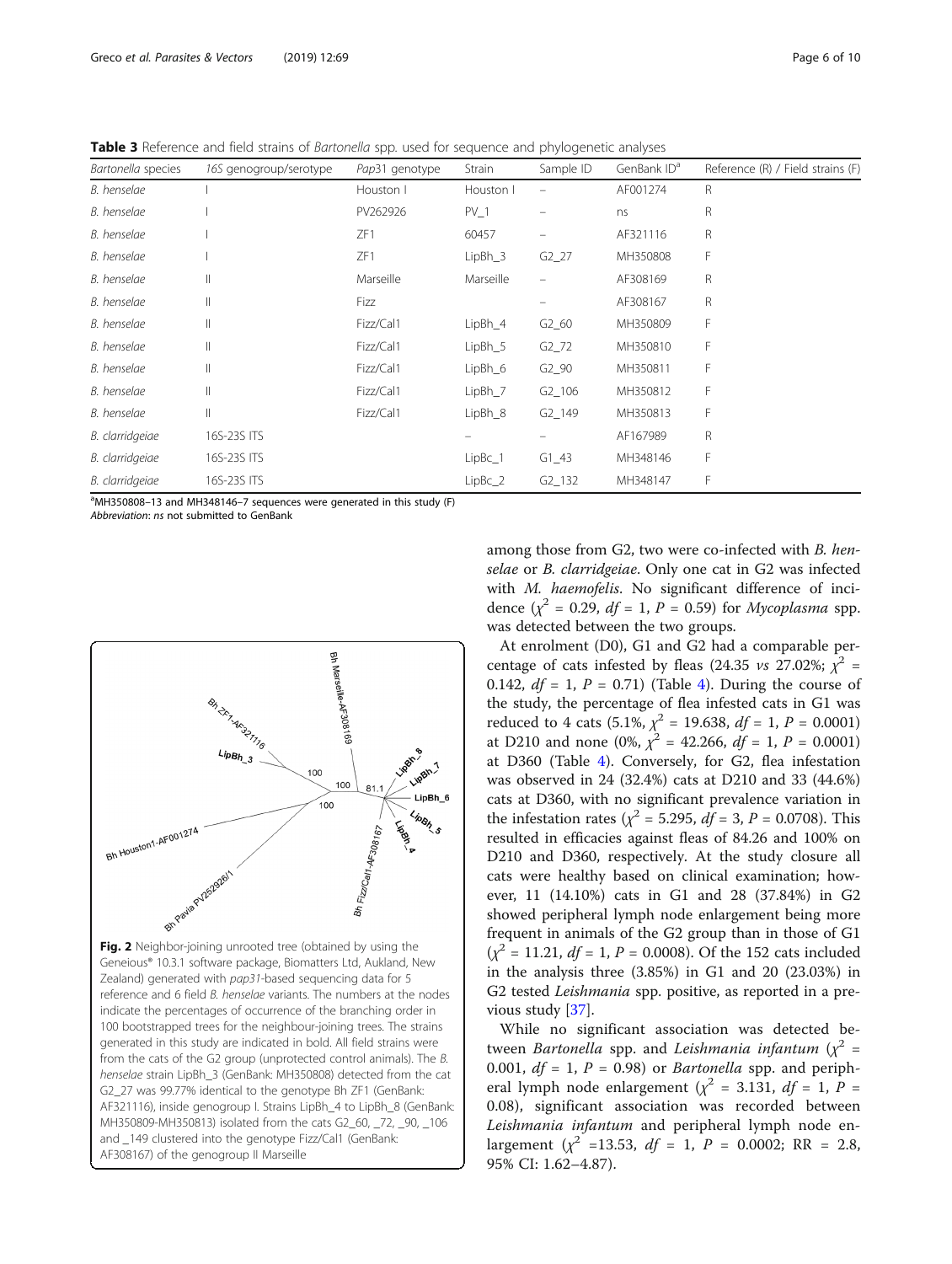**Table 3** Reference and field strains of *Bartonella* spp. used for sequence and phylogenetic analyses

| *Bartonella* species | *16S* genogroup/serotype | *Pap31* genotype | Strain | Sample ID | GenBank ID[a] | Reference (R) / Field strains (F) |
|---|---|---|---|---|---|---|
| *B. henselae* | I | Houston I | Houston I | – | AF001274 | R |
| *B. henselae* | I | PV262926 | PV_1 | – | ns | R |
| *B. henselae* | I | ZF1 | 60457 | – | AF321116 | R |
| *B. henselae* | I | ZF1 | LipBh_3 | G2_27 | MH350808 | F |
| *B. henselae* | II | Marseille | Marseille | – | AF308169 | R |
| *B. henselae* | II | Fizz | | – | AF308167 | R |
| *B. henselae* | II | Fizz/Cal1 | LipBh_4 | G2_60 | MH350809 | F |
| *B. henselae* | II | Fizz/Cal1 | LipBh_5 | G2_72 | MH350810 | F |
| *B. henselae* | II | Fizz/Cal1 | LipBh_6 | G2_90 | MH350811 | F |
| *B. henselae* | II | Fizz/Cal1 | LipBh_7 | G2_106 | MH350812 | F |
| *B. henselae* | II | Fizz/Cal1 | LipBh_8 | G2_149 | MH350813 | F |
| *B. clarridgeiae* | 16S-23S ITS | | – | – | AF167989 | R |
| *B. clarridgeiae* | 16S-23S ITS | | LipBc_1 | G1_43 | MH348146 | F |
| *B. clarridgeiae* | 16S-23S ITS | | LipBc_2 | G2_132 | MH348147 | F |

[a]MH350808–13 and MH348146–7 sequences were generated in this study (F)

*Abbreviation*: *ns* not submitted to GenBank

**Fig. 2** Neighbor-joining unrooted tree (obtained by using the Geneious® 10.3.1 software package, Biomatters Ltd, Aukland, New Zealand) generated with *pap31*-based sequencing data for 5 reference and 6 field *B. henselae* variants. The numbers at the nodes indicate the percentages of occurrence of the branching order in 100 bootstrapped trees for the neighbour-joining trees. The strains generated in this study are indicated in bold. All field strains were from the cats of the G2 group (unprotected control animals). The *B. henselae* strain LipBh_3 (GenBank: MH350808) detected from the cat G2_27 was 99.77% identical to the genotype Bh ZF1 (GenBank: AF321116), inside genogroup I. Strains LipBh_4 to LipBh_8 (GenBank: MH350809-MH350813) isolated from the cats G2_60, _72, _90, _106 and _149 clustered into the genotype Fizz/Cal1 (GenBank: AF308167) of the genogroup II Marseille

among those from G2, two were co-infected with *B. henselae* or *B. clarridgeiae*. Only one cat in G2 was infected with *M. haemofelis*. No significant difference of incidence ($\chi^2$ = 0.29, *df* = 1, *P* = 0.59) for *Mycoplasma* spp. was detected between the two groups.

At enrolment (D0), G1 and G2 had a comparable percentage of cats infested by fleas (24.35 *vs* 27.02%; $\chi^2$ = 0.142, *df* = 1, *P* = 0.71) (Table 4). During the course of the study, the percentage of flea infested cats in G1 was reduced to 4 cats (5.1%, $\chi^2$ = 19.638, *df* = 1, *P* = 0.0001) at D210 and none (0%, $\chi^2$ = 42.266, *df* = 1, *P* = 0.0001) at D360 (Table 4). Conversely, for G2, flea infestation was observed in 24 (32.4%) cats at D210 and 33 (44.6%) cats at D360, with no significant prevalence variation in the infestation rates ($\chi^2$ = 5.295, *df* = 3, *P* = 0.0708). This resulted in efficacies against fleas of 84.26 and 100% on D210 and D360, respectively. At the study closure all cats were healthy based on clinical examination; however, 11 (14.10%) cats in G1 and 28 (37.84%) in G2 showed peripheral lymph node enlargement being more frequent in animals of the G2 group than in those of G1 ($\chi^2$ = 11.21, *df* = 1, *P* = 0.0008). Of the 152 cats included in the analysis three (3.85%) in G1 and 20 (23.03%) in G2 tested *Leishmania* spp. positive, as reported in a previous study [37].

While no significant association was detected between *Bartonella* spp. and *Leishmania infantum* ($\chi^2$ = 0.001, *df* = 1, *P* = 0.98) or *Bartonella* spp. and peripheral lymph node enlargement ($\chi^2$ = 3.131, *df* = 1, *P* = 0.08), significant association was recorded between *Leishmania infantum* and peripheral lymph node enlargement ($\chi^2$ =13.53, *df* = 1, *P* = 0.0002; RR = 2.8, 95% CI: 1.62–4.87).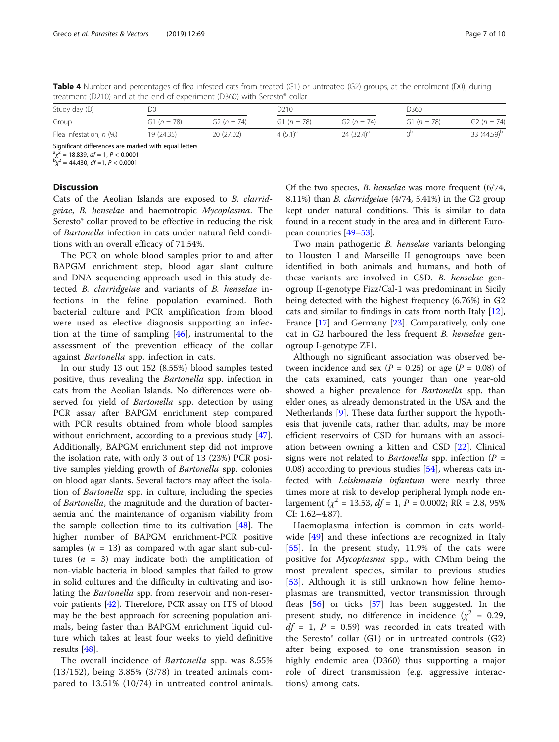**Table 4** Number and percentages of flea infested cats from treated (G1) or untreated (G2) groups, at the enrolment (D0), during treatment (D210) and at the end of experiment (D360) with Seresto® collar

| Study day (D) | D0 | | D210 | | D360 | |
|---|---|---|---|---|---|---|
| Group | G1 (*n* = 78) | G2 (*n* = 74) | G1 (*n* = 78) | G2 (*n* = 74) | G1 (*n* = 78) | G2 (*n* = 74) |
| Flea infestation, *n* (%) | 19 (24.35) | 20 (27.02) | 4 (5.1)[a] | 24 (32.4)[a] | 0[b] | 33 (44.59)[b] |

Significant differences are marked with equal letters

[a] $\chi^2$ = 18.839, *df* = 1, *P* < 0.0001

[b] $\chi^2$ = 44.430, *df* =1, *P* < 0.0001

## Discussion

Cats of the Aeolian Islands are exposed to *B. clarridgeiae*, *B. henselae* and haemotropic *Mycoplasma*. The Seresto® collar proved to be effective in reducing the risk of *Bartonella* infection in cats under natural field conditions with an overall efficacy of 71.54%.

The PCR on whole blood samples prior to and after BAPGM enrichment step, blood agar slant culture and DNA sequencing approach used in this study detected *B. clarridgeiae* and variants of *B. henselae* infections in the feline population examined. Both bacterial culture and PCR amplification from blood were used as elective diagnosis supporting an infection at the time of sampling [46], instrumental to the assessment of the prevention efficacy of the collar against *Bartonella* spp. infection in cats.

In our study 13 out 152 (8.55%) blood samples tested positive, thus revealing the *Bartonella* spp. infection in cats from the Aeolian Islands. No differences were observed for yield of *Bartonella* spp. detection by using PCR assay after BAPGM enrichment step compared with PCR results obtained from whole blood samples without enrichment, according to a previous study [47]. Additionally, BAPGM enrichment step did not improve the isolation rate, with only 3 out of 13 (23%) PCR positive samples yielding growth of *Bartonella* spp. colonies on blood agar slants. Several factors may affect the isolation of *Bartonella* spp. in culture, including the species of *Bartonella*, the magnitude and the duration of bacteraemia and the maintenance of organism viability from the sample collection time to its cultivation [48]. The higher number of BAPGM enrichment-PCR positive samples (*n* = 13) as compared with agar slant sub-cultures (*n* = 3) may indicate both the amplification of non-viable bacteria in blood samples that failed to grow in solid cultures and the difficulty in cultivating and isolating the *Bartonella* spp. from reservoir and non-reservoir patients [42]. Therefore, PCR assay on ITS of blood may be the best approach for screening population animals, being faster than BAPGM enrichment liquid culture which takes at least four weeks to yield definitive results [48].

The overall incidence of *Bartonella* spp. was 8.55% (13/152), being 3.85% (3/78) in treated animals compared to 13.51% (10/74) in untreated control animals. Of the two species, *B. henselae* was more frequent (6/74, 8.11%) than *B. clarridgeiae* (4/74, 5.41%) in the G2 group kept under natural conditions. This is similar to data found in a recent study in the area and in different European countries [49–53].

Two main pathogenic *B. henselae* variants belonging to Houston I and Marseille II genogroups have been identified in both animals and humans, and both of these variants are involved in CSD. *B. henselae* genogroup II-genotype Fizz/Cal-1 was predominant in Sicily being detected with the highest frequency (6.76%) in G2 cats and similar to findings in cats from north Italy [12], France [17] and Germany [23]. Comparatively, only one cat in G2 harboured the less frequent *B. henselae* genogroup I-genotype ZF1.

Although no significant association was observed between incidence and sex (*P* = 0.25) or age (*P* = 0.08) of the cats examined, cats younger than one year-old showed a higher prevalence for *Bartonella* spp. than elder ones, as already demonstrated in the USA and the Netherlands [9]. These data further support the hypothesis that juvenile cats, rather than adults, may be more efficient reservoirs of CSD for humans with an association between owning a kitten and CSD [22]. Clinical signs were not related to *Bartonella* spp. infection (*P* = 0.08) according to previous studies [54], whereas cats infected with *Leishmania infantum* were nearly three times more at risk to develop peripheral lymph node enlargement ($\chi^2$ = 13.53, *df* = 1, *P* = 0.0002; RR = 2.8, 95% CI: 1.62–4.87).

Haemoplasma infection is common in cats worldwide [49] and these infections are recognized in Italy [55]. In the present study, 11.9% of the cats were positive for *Mycoplasma* spp., with *C*Mhm being the most prevalent species, similar to previous studies [53]. Although it is still unknown how feline hemoplasmas are transmitted, vector transmission through fleas [56] or ticks [57] has been suggested. In the present study, no difference in incidence ($\chi^2$ = 0.29, *df* = 1, *P* = 0.59) was recorded in cats treated with the Seresto® collar (G1) or in untreated controls (G2) after being exposed to one transmission season in highly endemic area (D360) thus supporting a major role of direct transmission (e.g. aggressive interactions) among cats.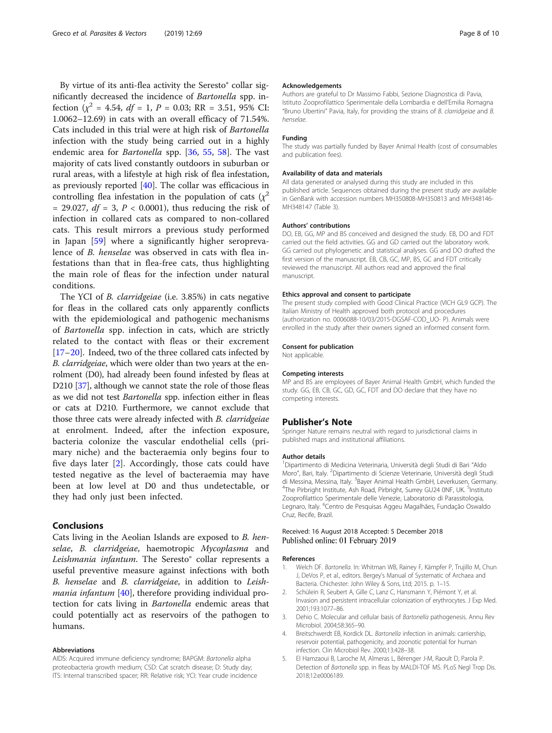By virtue of its anti-flea activity the Seresto® collar significantly decreased the incidence of *Bartonella* spp. infection ($\chi^2 = 4.54$, $df = 1$, $P = 0.03$; RR = 3.51, 95% CI: 1.0062–12.69) in cats with an overall efficacy of 71.54%. Cats included in this trial were at high risk of *Bartonella* infection with the study being carried out in a highly endemic area for *Bartonella* spp. [36, 55, 58]. The vast majority of cats lived constantly outdoors in suburban or rural areas, with a lifestyle at high risk of flea infestation, as previously reported [40]. The collar was efficacious in controlling flea infestation in the population of cats ($\chi^2 = 29.027$, $df = 3$, $P < 0.0001$), thus reducing the risk of infection in collared cats as compared to non-collared cats. This result mirrors a previous study performed in Japan [59] where a significantly higher seroprevalence of *B. henselae* was observed in cats with flea infestations than that in flea-free cats, thus highlighting the main role of fleas for the infection under natural conditions.

The YCI of *B. clarridgeiae* (i.e. 3.85%) in cats negative for fleas in the collared cats only apparently conflicts with the epidemiological and pathogenic mechanisms of *Bartonella* spp. infection in cats, which are strictly related to the contact with fleas or their excrement [17–20]. Indeed, two of the three collared cats infected by *B. clarridgeiae*, which were older than two years at the enrolment (D0), had already been found infested by fleas at D210 [37], although we cannot state the role of those fleas as we did not test *Bartonella* spp. infection either in fleas or cats at D210. Furthermore, we cannot exclude that those three cats were already infected with *B. clarridgeiae* at enrolment. Indeed, after the infection exposure, bacteria colonize the vascular endothelial cells (primary niche) and the bacteraemia only begins four to five days later [2]. Accordingly, those cats could have tested negative as the level of bacteraemia may have been at low level at D0 and thus undetectable, or they had only just been infected.

## Conclusions

Cats living in the Aeolian Islands are exposed to *B. henselae*, *B. clarridgeiae*, haemotropic *Mycoplasma* and *Leishmania infantum*. The Seresto® collar represents a useful preventive measure against infections with both *B. henselae* and *B. clarridgeiae*, in addition to *Leishmania infantum* [40], therefore providing individual protection for cats living in *Bartonella* endemic areas that could potentially act as reservoirs of the pathogen to humans.

### Abbreviations

AIDS: Acquired immune deficiency syndrome; BAPGM: *Bartonella* alpha proteobacteria growth medium; CSD: Cat scratch disease; D: Study day; ITS: Internal transcribed spacer; RR: Relative risk; YCI: Year crude incidence

### Acknowledgements

Authors are grateful to Dr Massimo Fabbi, Sezione Diagnostica di Pavia, Istituto Zooprofilattico Sperimentale della Lombardia e dell'Emilia Romagna "Bruno Ubertini" Pavia, Italy, for providing the strains of *B. clarridgeiae* and *B. henselae*.

### Funding

The study was partially funded by Bayer Animal Health (cost of consumables and publication fees).

### Availability of data and materials

All data generated or analysed during this study are included in this published article. Sequences obtained during the present study are available in GenBank with accession numbers MH350808-MH350813 and MH348146-MH348147 (Table 3).

### Authors' contributions

DO, EB, GG, MP and BS conceived and designed the study. EB, DO and FDT carried out the field activities. GG and GD carried out the laboratory work. GG carried out phylogenetic and statistical analyses. GG and DO drafted the first version of the manuscript. EB, CB, GC, MP, BS, GC and FDT critically reviewed the manuscript. All authors read and approved the final manuscript.

### Ethics approval and consent to participate

The present study complied with Good Clinical Practice (VICH GL9 GCP). The Italian Ministry of Health approved both protocol and procedures (authorization no. 0006088-10/03/2015-DGSAF-COD_UO- P). Animals were enrolled in the study after their owners signed an informed consent form.

### Consent for publication

Not applicable.

### Competing interests

MP and BS are employees of Bayer Animal Health GmbH, which funded the study. GG, EB, CB, GC, GD, GC, FDT and DO declare that they have no competing interests.

## Publisher's Note

Springer Nature remains neutral with regard to jurisdictional claims in published maps and institutional affiliations.

### Author details

[1]Dipartimento di Medicina Veterinaria, Università degli Studi di Bari "Aldo Moro", Bari, Italy. [2]Dipartimento di Scienze Veterinarie, Università degli Studi di Messina, Messina, Italy. [3]Bayer Animal Health GmbH, Leverkusen, Germany. [4]The Pirbright Institute, Ash Road, Pirbright, Surrey GU24 0NF, UK. [5]Instituto Zooprofilattico Sperimentale delle Venezie, Laboratorio di Parassitologia, Legnaro, Italy. [6]Centro de Pesquisas Aggeu Magalhães, Fundação Oswaldo Cruz, Recife, Brazil.

Received: 16 August 2018 Accepted: 5 December 2018
Published online: 01 February 2019

### References

1. Welch DF. *Bartonella*. In: Whitman WB, Rainey F, Kämpfer P, Trujillo M, Chun J, DeVos P, et al., editors. Bergey's Manual of Systematic of Archaea and Bacteria. Chichester: John Wiley & Sons, Ltd; 2015. p. 1–15.
2. Schülein R, Seubert A, Gille C, Lanz C, Hansmann Y, Piémont Y, et al. Invasion and persistent intracellular colonization of erythrocytes. J Exp Med. 2001;193:1077–86.
3. Dehio C. Molecular and cellular basis of *Bartonella* pathogenesis. Annu Rev Microbiol. 2004;58:365–90.
4. Breitschwerdt EB, Kordick DL. *Bartonella* infection in animals: carriership, reservoir potential, pathogenicity, and zoonotic potential for human infection. Clin Microbiol Rev. 2000;13:428–38.
5. El Hamzaoui B, Laroche M, Almeras L, Bérenger J-M, Raoult D, Parola P. Detection of *Bartonella* spp. in fleas by MALDI-TOF MS. PLoS Negl Trop Dis. 2018;12:e0006189.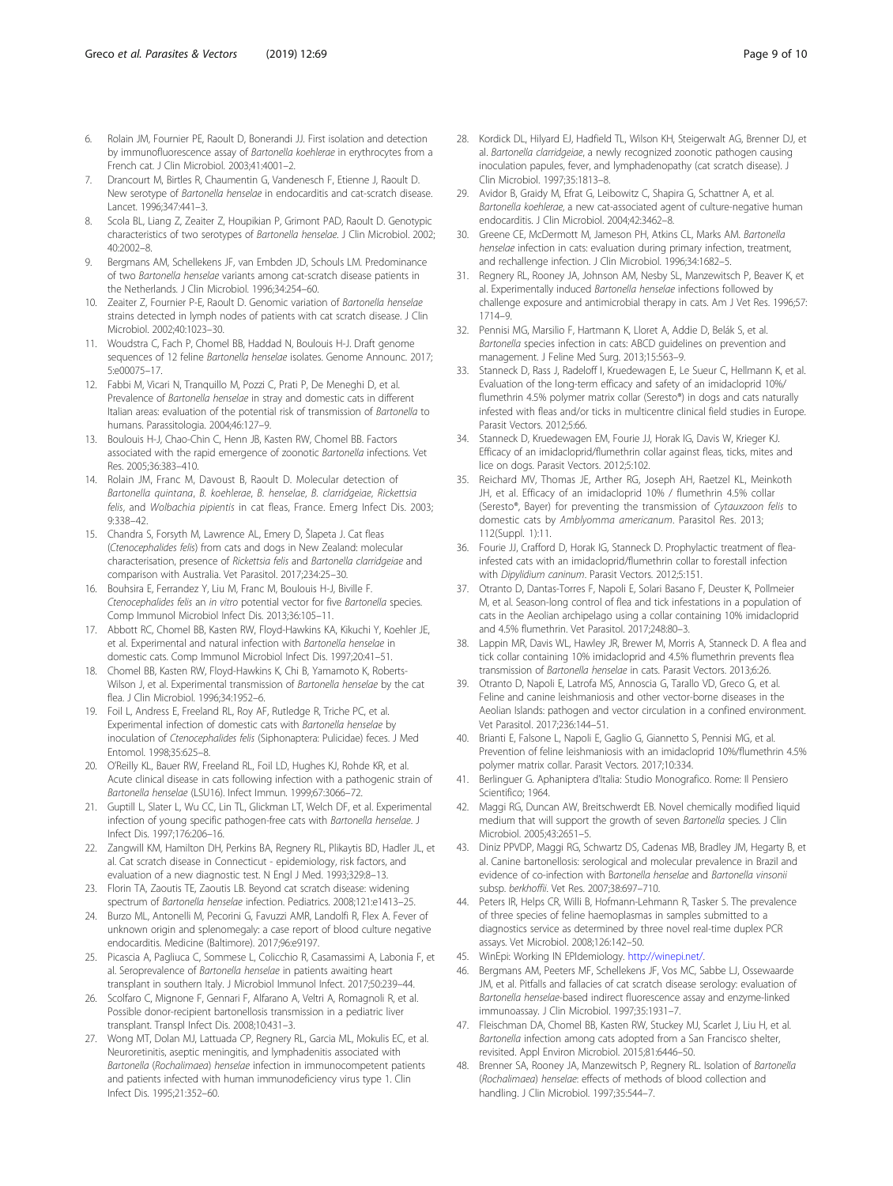6. Rolain JM, Fournier PE, Raoult D, Bonerandi JJ. First isolation and detection by immunofluorescence assay of *Bartonella koehlerae* in erythrocytes from a French cat. J Clin Microbiol. 2003;41:4001–2.
7. Drancourt M, Birtles R, Chaumentin G, Vandenesch F, Etienne J, Raoult D. New serotype of *Bartonella henselae* in endocarditis and cat-scratch disease. Lancet. 1996;347:441–3.
8. Scola BL, Liang Z, Zeaiter Z, Houpikian P, Grimont PAD, Raoult D. Genotypic characteristics of two serotypes of *Bartonella henselae*. J Clin Microbiol. 2002; 40:2002–8.
9. Bergmans AM, Schellekens JF, van Embden JD, Schouls LM. Predominance of two *Bartonella henselae* variants among cat-scratch disease patients in the Netherlands. J Clin Microbiol. 1996;34:254–60.
10. Zeaiter Z, Fournier P-E, Raoult D. Genomic variation of *Bartonella henselae* strains detected in lymph nodes of patients with cat scratch disease. J Clin Microbiol. 2002;40:1023–30.
11. Woudstra C, Fach P, Chomel BB, Haddad N, Boulouis H-J. Draft genome sequences of 12 feline *Bartonella henselae* isolates. Genome Announc. 2017; 5:e00075–17.
12. Fabbi M, Vicari N, Tranquillo M, Pozzi C, Prati P, De Meneghi D, et al. Prevalence of *Bartonella henselae* in stray and domestic cats in different Italian areas: evaluation of the potential risk of transmission of *Bartonella* to humans. Parassitologia. 2004;46:127–9.
13. Boulouis H-J, Chao-Chin C, Henn JB, Kasten RW, Chomel BB. Factors associated with the rapid emergence of zoonotic *Bartonella* infections. Vet Res. 2005;36:383–410.
14. Rolain JM, Franc M, Davoust B, Raoult D. Molecular detection of *Bartonella quintana*, *B. koehlerae*, *B. henselae*, *B. clarridgeiae*, *Rickettsia felis*, and *Wolbachia pipientis* in cat fleas, France. Emerg Infect Dis. 2003; 9:338–42.
15. Chandra S, Forsyth M, Lawrence AL, Emery D, Šlapeta J. Cat fleas (*Ctenocephalides felis*) from cats and dogs in New Zealand: molecular characterisation, presence of *Rickettsia felis* and *Bartonella clarridgeiae* and comparison with Australia. Vet Parasitol. 2017;234:25–30.
16. Bouhsira E, Ferrandez Y, Liu M, Franc M, Boulouis H-J, Biville F. *Ctenocephalides felis* an *in vitro* potential vector for five *Bartonella* species. Comp Immunol Microbiol Infect Dis. 2013;36:105–11.
17. Abbott RC, Chomel BB, Kasten RW, Floyd-Hawkins KA, Kikuchi Y, Koehler JE, et al. Experimental and natural infection with *Bartonella henselae* in domestic cats. Comp Immunol Microbiol Infect Dis. 1997;20:41–51.
18. Chomel BB, Kasten RW, Floyd-Hawkins K, Chi B, Yamamoto K, Roberts-Wilson J, et al. Experimental transmission of *Bartonella henselae* by the cat flea. J Clin Microbiol. 1996;34:1952–6.
19. Foil L, Andress E, Freeland RL, Roy AF, Rutledge R, Triche PC, et al. Experimental infection of domestic cats with *Bartonella henselae* by inoculation of *Ctenocephalides felis* (Siphonaptera: Pulicidae) feces. J Med Entomol. 1998;35:625–8.
20. O'Reilly KL, Bauer RW, Freeland RL, Foil LD, Hughes KJ, Rohde KR, et al. Acute clinical disease in cats following infection with a pathogenic strain of *Bartonella henselae* (LSU16). Infect Immun. 1999;67:3066–72.
21. Guptill L, Slater L, Wu CC, Lin TL, Glickman LT, Welch DF, et al. Experimental infection of young specific pathogen-free cats with *Bartonella henselae*. J Infect Dis. 1997;176:206–16.
22. Zangwill KM, Hamilton DH, Perkins BA, Regnery RL, Plikaytis BD, Hadler JL, et al. Cat scratch disease in Connecticut - epidemiology, risk factors, and evaluation of a new diagnostic test. N Engl J Med. 1993;329:8–13.
23. Florin TA, Zaoutis TE, Zaoutis LB. Beyond cat scratch disease: widening spectrum of *Bartonella henselae* infection. Pediatrics. 2008;121:e1413–25.
24. Burzo ML, Antonelli M, Pecorini G, Favuzzi AMR, Landolfi R, Flex A. Fever of unknown origin and splenomegaly: a case report of blood culture negative endocarditis. Medicine (Baltimore). 2017;96:e9197.
25. Picascia A, Pagliuca C, Sommese L, Colicchio R, Casamassimi A, Labonia F, et al. Seroprevalence of *Bartonella henselae* in patients awaiting heart transplant in southern Italy. J Microbiol Immunol Infect. 2017;50:239–44.
26. Scolfaro C, Mignone F, Gennari F, Alfarano A, Veltri A, Romagnoli R, et al. Possible donor-recipient bartonellosis transmission in a pediatric liver transplant. Transpl Infect Dis. 2008;10:431–3.
27. Wong MT, Dolan MJ, Lattuada CP, Regnery RL, Garcia ML, Mokulis EC, et al. Neuroretinitis, aseptic meningitis, and lymphadenitis associated with *Bartonella* (*Rochalimaea*) *henselae* infection in immunocompetent patients and patients infected with human immunodeficiency virus type 1. Clin Infect Dis. 1995;21:352–60.
28. Kordick DL, Hilyard EJ, Hadfield TL, Wilson KH, Steigerwalt AG, Brenner DJ, et al. *Bartonella clarridgeiae*, a newly recognized zoonotic pathogen causing inoculation papules, fever, and lymphadenopathy (cat scratch disease). J Clin Microbiol. 1997;35:1813–8.
29. Avidor B, Graidy M, Efrat G, Leibowitz C, Shapira G, Schattner A, et al. *Bartonella koehlerae*, a new cat-associated agent of culture-negative human endocarditis. J Clin Microbiol. 2004;42:3462–8.
30. Greene CE, McDermott M, Jameson PH, Atkins CL, Marks AM. *Bartonella henselae* infection in cats: evaluation during primary infection, treatment, and rechallenge infection. J Clin Microbiol. 1996;34:1682–5.
31. Regnery RL, Rooney JA, Johnson AM, Nesby SL, Manzewitsch P, Beaver K, et al. Experimentally induced *Bartonella henselae* infections followed by challenge exposure and antimicrobial therapy in cats. Am J Vet Res. 1996;57: 1714–9.
32. Pennisi MG, Marsilio F, Hartmann K, Lloret A, Addie D, Belák S, et al. *Bartonella* species infection in cats: ABCD guidelines on prevention and management. J Feline Med Surg. 2013;15:563–9.
33. Stanneck D, Rass J, Radeloff I, Kruedewagen E, Le Sueur C, Hellmann K, et al. Evaluation of the long-term efficacy and safety of an imidacloprid 10%/ flumethrin 4.5% polymer matrix collar (Seresto®) in dogs and cats naturally infested with fleas and/or ticks in multicentre clinical field studies in Europe. Parasit Vectors. 2012;5:66.
34. Stanneck D, Kruedewagen EM, Fourie JJ, Horak IG, Davis W, Krieger KJ. Efficacy of an imidacloprid/flumethrin collar against fleas, ticks, mites and lice on dogs. Parasit Vectors. 2012;5:102.
35. Reichard MV, Thomas JE, Arther RG, Joseph AH, Raetzel KL, Meinkoth JH, et al. Efficacy of an imidacloprid 10% / flumethrin 4.5% collar (Seresto®, Bayer) for preventing the transmission of *Cytauxzoon felis* to domestic cats by *Amblyomma americanum*. Parasitol Res. 2013; 112(Suppl. 1):11.
36. Fourie JJ, Crafford D, Horak IG, Stanneck D. Prophylactic treatment of flea-infested cats with an imidacloprid/flumethrin collar to forestall infection with *Dipylidium caninum*. Parasit Vectors. 2012;5:151.
37. Otranto D, Dantas-Torres F, Napoli E, Solari Basano F, Deuster K, Pollmeier M, et al. Season-long control of flea and tick infestations in a population of cats in the Aeolian archipelago using a collar containing 10% imidacloprid and 4.5% flumethrin. Vet Parasitol. 2017;248:80–3.
38. Lappin MR, Davis WL, Hawley JR, Brewer M, Morris A, Stanneck D. A flea and tick collar containing 10% imidacloprid and 4.5% flumethrin prevents flea transmission of *Bartonella henselae* in cats. Parasit Vectors. 2013;6:26.
39. Otranto D, Napoli E, Latrofa MS, Annoscia G, Tarallo VD, Greco G, et al. Feline and canine leishmaniosis and other vector-borne diseases in the Aeolian Islands: pathogen and vector circulation in a confined environment. Vet Parasitol. 2017;236:144–51.
40. Brianti E, Falsone L, Napoli E, Gaglio G, Giannetto S, Pennisi MG, et al. Prevention of feline leishmaniosis with an imidacloprid 10%/flumethrin 4.5% polymer matrix collar. Parasit Vectors. 2017;10:334.
41. Berlinguer G. Aphaniptera d'Italia: Studio Monografico. Rome: Il Pensiero Scientifico; 1964.
42. Maggi RG, Duncan AW, Breitschwerdt EB. Novel chemically modified liquid medium that will support the growth of seven *Bartonella* species. J Clin Microbiol. 2005;43:2651–5.
43. Diniz PPVDP, Maggi RG, Schwartz DS, Cadenas MB, Bradley JM, Hegarty B, et al. Canine bartonellosis: serological and molecular prevalence in Brazil and evidence of co-infection with *Bartonella henselae* and *Bartonella vinsonii* subsp. *berkhoffii*. Vet Res. 2007;38:697–710.
44. Peters IR, Helps CR, Willi B, Hofmann-Lehmann R, Tasker S. The prevalence of three species of feline haemoplasmas in samples submitted to a diagnostics service as determined by three novel real-time duplex PCR assays. Vet Microbiol. 2008;126:142–50.
45. WinEpi: Working IN EPIdemiology. http://winepi.net/.
46. Bergmans AM, Peeters MF, Schellekens JF, Vos MC, Sabbe LJ, Ossewaarde JM, et al. Pitfalls and fallacies of cat scratch disease serology: evaluation of *Bartonella henselae*-based indirect fluorescence assay and enzyme-linked immunoassay. J Clin Microbiol. 1997;35:1931–7.
47. Fleischman DA, Chomel BB, Kasten RW, Stuckey MJ, Scarlet J, Liu H, et al. *Bartonella* infection among cats adopted from a San Francisco shelter, revisited. Appl Environ Microbiol. 2015;81:6446–50.
48. Brenner SA, Rooney JA, Manzewitsch P, Regnery RL. Isolation of *Bartonella* (*Rochalimaea*) *henselae*: effects of methods of blood collection and handling. J Clin Microbiol. 1997;35:544–7.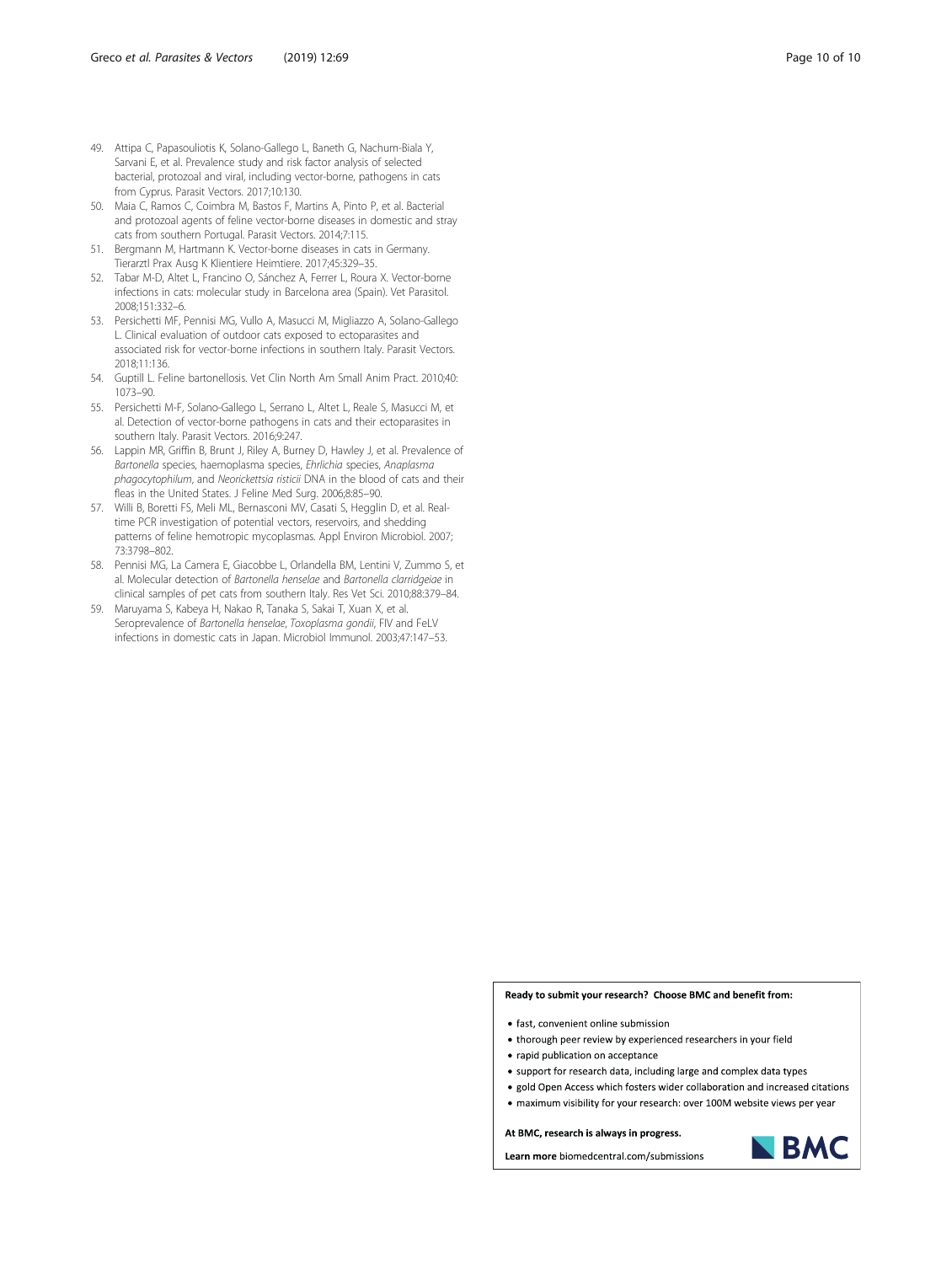49. Attipa C, Papasouliotis K, Solano-Gallego L, Baneth G, Nachum-Biala Y, Sarvani E, et al. Prevalence study and risk factor analysis of selected bacterial, protozoal and viral, including vector-borne, pathogens in cats from Cyprus. Parasit Vectors. 2017;10:130.
50. Maia C, Ramos C, Coimbra M, Bastos F, Martins A, Pinto P, et al. Bacterial and protozoal agents of feline vector-borne diseases in domestic and stray cats from southern Portugal. Parasit Vectors. 2014;7:115.
51. Bergmann M, Hartmann K. Vector-borne diseases in cats in Germany. Tierarztl Prax Ausg K Klientiere Heimtiere. 2017;45:329–35.
52. Tabar M-D, Altet L, Francino O, Sánchez A, Ferrer L, Roura X. Vector-borne infections in cats: molecular study in Barcelona area (Spain). Vet Parasitol. 2008;151:332–6.
53. Persichetti MF, Pennisi MG, Vullo A, Masucci M, Migliazzo A, Solano-Gallego L. Clinical evaluation of outdoor cats exposed to ectoparasites and associated risk for vector-borne infections in southern Italy. Parasit Vectors. 2018;11:136.
54. Guptill L. Feline bartonellosis. Vet Clin North Am Small Anim Pract. 2010;40:1073–90.
55. Persichetti M-F, Solano-Gallego L, Serrano L, Altet L, Reale S, Masucci M, et al. Detection of vector-borne pathogens in cats and their ectoparasites in southern Italy. Parasit Vectors. 2016;9:247.
56. Lappin MR, Griffin B, Brunt J, Riley A, Burney D, Hawley J, et al. Prevalence of *Bartonella* species, haemoplasma species, *Ehrlichia* species, *Anaplasma phagocytophilum*, and *Neorickettsia risticii* DNA in the blood of cats and their fleas in the United States. J Feline Med Surg. 2006;8:85–90.
57. Willi B, Boretti FS, Meli ML, Bernasconi MV, Casati S, Hegglin D, et al. Real-time PCR investigation of potential vectors, reservoirs, and shedding patterns of feline hemotropic mycoplasmas. Appl Environ Microbiol. 2007;73:3798–802.
58. Pennisi MG, La Camera E, Giacobbe L, Orlandella BM, Lentini V, Zummo S, et al. Molecular detection of *Bartonella henselae* and *Bartonella clarridgeiae* in clinical samples of pet cats from southern Italy. Res Vet Sci. 2010;88:379–84.
59. Maruyama S, Kabeya H, Nakao R, Tanaka S, Sakai T, Xuan X, et al. Seroprevalence of *Bartonella henselae*, *Toxoplasma gondii*, FIV and FeLV infections in domestic cats in Japan. Microbiol Immunol. 2003;47:147–53.

**Ready to submit your research? Choose BMC and benefit from:**

- fast, convenient online submission
- thorough peer review by experienced researchers in your field
- rapid publication on acceptance
- support for research data, including large and complex data types
- gold Open Access which fosters wider collaboration and increased citations
- maximum visibility for your research: over 100M website views per year

**At BMC, research is always in progress.**

**Learn more** biomedcentral.com/submissions

BMC